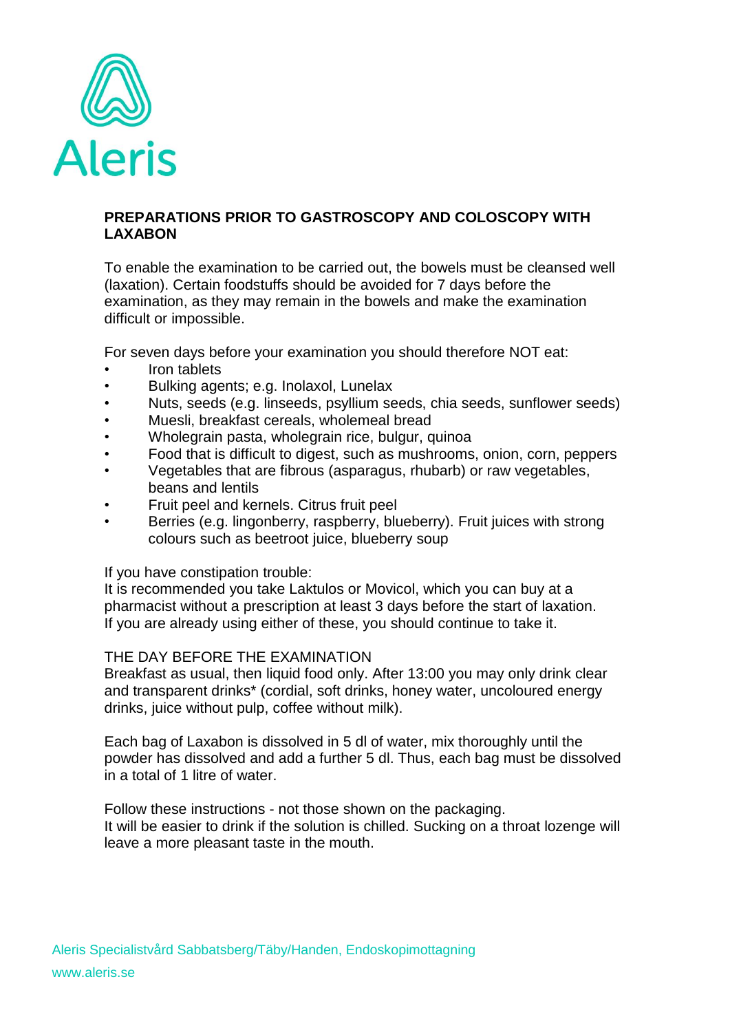Aleris

## PREPARATIONS PRIOR TO GASTROSCOPY AND COLOSCOPY WITH LAXABON

To enable the examination to be carried out, the bowels must be cleansed well (laxation). Certain foodstuffs should be avoided for 7 days before the examination, as they may remain in the bowels and make the examination difficult or impossible.

For seven days before your examination you should therefore NOT eat:

- Iron tablets
- Bulking agents; e.g. Inolaxol, Lunelax
- Nuts, seeds (e.g. linseeds, psyllium seeds, chia seeds, sunflower seeds)
- Muesli, breakfast cereals, wholemeal bread
- Wholegrain pasta, wholegrain rice, bulgur, quinoa
- Food that is difficult to digest, such as mushrooms, onion, corn, peppers
- Vegetables that are fibrous (asparagus, rhubarb) or raw vegetables, beans and lentils
- Fruit peel and kernels. Citrus fruit peel
- Berries (e.g. lingonberry, raspberry, blueberry). Fruit juices with strong colours such as beetroot juice, blueberry soup

If you have constipation trouble:
It is recommended you take Laktulos or Movicol, which you can buy at a pharmacist without a prescription at least 3 days before the start of laxation.
If you are already using either of these, you should continue to take it.

THE DAY BEFORE THE EXAMINATION
Breakfast as usual, then liquid food only. After 13:00 you may only drink clear and transparent drinks* (cordial, soft drinks, honey water, uncoloured energy drinks, juice without pulp, coffee without milk).

Each bag of Laxabon is dissolved in 5 dl of water, mix thoroughly until the powder has dissolved and add a further 5 dl. Thus, each bag must be dissolved in a total of 1 litre of water.

Follow these instructions - not those shown on the packaging.
It will be easier to drink if the solution is chilled. Sucking on a throat lozenge will leave a more pleasant taste in the mouth.

Aleris Specialistvård Sabbatsberg/Täby/Handen, Endoskopimottagning
www.aleris.se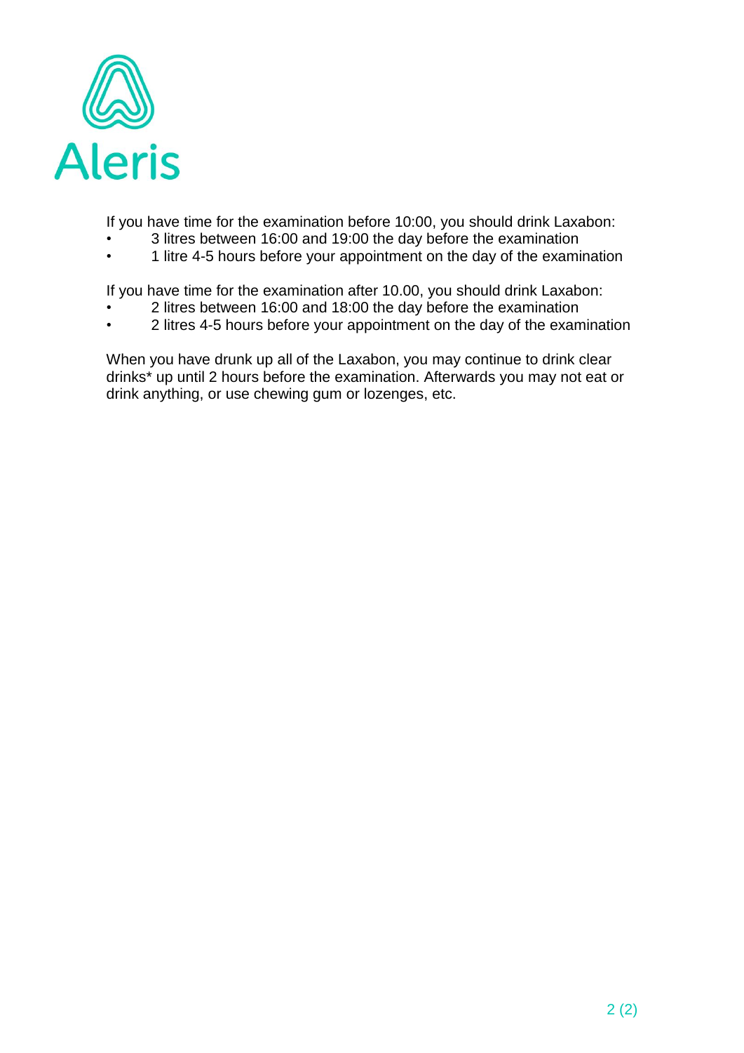Aleris

If you have time for the examination before 10:00, you should drink Laxabon:

- 3 litres between 16:00 and 19:00 the day before the examination
- 1 litre 4-5 hours before your appointment on the day of the examination

If you have time for the examination after 10.00, you should drink Laxabon:

- 2 litres between 16:00 and 18:00 the day before the examination
- 2 litres 4-5 hours before your appointment on the day of the examination

When you have drunk up all of the Laxabon, you may continue to drink clear drinks* up until 2 hours before the examination. Afterwards you may not eat or drink anything, or use chewing gum or lozenges, etc.